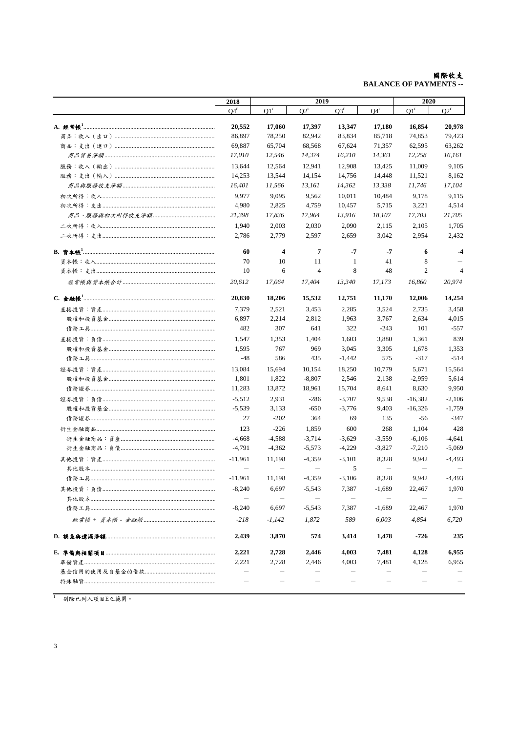# 國際收支
# BALANCE OF PAYMENTS --

| | 2018 | 2019 | | | | 2020 | |
|---|---|---|---|---|---|---|---|
| | Q4[r] | Q1[r] | Q2[r] | Q3[r] | Q4[r] | Q1[r] | Q2[r] |
| **A. 經常帳**[1] | **20,552** | **17,060** | **17,397** | **13,347** | **17,180** | **16,854** | **20,978** |
| 商品：收入（出口） | 86,897 | 78,250 | 82,942 | 83,834 | 85,718 | 74,853 | 79,423 |
| 商品：支出（進口） | 69,887 | 65,704 | 68,568 | 67,624 | 71,357 | 62,595 | 63,262 |
| *商品貿易淨額* | *17,010* | *12,546* | *14,374* | *16,210* | *14,361* | *12,258* | *16,161* |
| 服務：收入（輸出） | 13,644 | 12,564 | 12,941 | 12,908 | 13,425 | 11,009 | 9,105 |
| 服務：支出（輸入） | 14,253 | 13,544 | 14,154 | 14,756 | 14,448 | 11,521 | 8,162 |
| *商品與服務收支淨額* | *16,401* | *11,566* | *13,161* | *14,362* | *13,338* | *11,746* | *17,104* |
| 初次所得：收入 | 9,977 | 9,095 | 9,562 | 10,011 | 10,484 | 9,178 | 9,115 |
| 初次所得：支出 | 4,980 | 2,825 | 4,759 | 10,457 | 5,715 | 3,221 | 4,514 |
| *商品、服務與初次所得收支淨額* | *21,398* | *17,836* | *17,964* | *13,916* | *18,107* | *17,703* | *21,705* |
| 二次所得：收入 | 1,940 | 2,003 | 2,030 | 2,090 | 2,115 | 2,105 | 1,705 |
| 二次所得：支出 | 2,786 | 2,779 | 2,597 | 2,659 | 3,042 | 2,954 | 2,432 |
| **B. 資本帳**[1] | **60** | **4** | **7** | **-7** | **-7** | **6** | **-4** |
| 資本帳：收入 | 70 | 10 | 11 | 1 | 41 | 8 | — |
| 資本帳：支出 | 10 | 6 | 4 | 8 | 48 | 2 | 4 |
| *經常帳與資本帳合計* | *20,612* | *17,064* | *17,404* | *13,340* | *17,173* | *16,860* | *20,974* |
| **C. 金融帳**[1] | **20,830** | **18,206** | **15,532** | **12,751** | **11,170** | **12,006** | **14,254** |
| 直接投資：資產 | 7,379 | 2,521 | 3,453 | 2,285 | 3,524 | 2,735 | 3,458 |
| 股權和投資基金 | 6,897 | 2,214 | 2,812 | 1,963 | 3,767 | 2,634 | 4,015 |
| 債務工具 | 482 | 307 | 641 | 322 | -243 | 101 | -557 |
| 直接投資：負債 | 1,547 | 1,353 | 1,404 | 1,603 | 3,880 | 1,361 | 839 |
| 股權和投資基金 | 1,595 | 767 | 969 | 3,045 | 3,305 | 1,678 | 1,353 |
| 債務工具 | -48 | 586 | 435 | -1,442 | 575 | -317 | -514 |
| 證券投資：資產 | 13,084 | 15,694 | 10,154 | 18,250 | 10,779 | 5,671 | 15,564 |
| 股權和投資基金 | 1,801 | 1,822 | -8,807 | 2,546 | 2,138 | -2,959 | 5,614 |
| 債務證券 | 11,283 | 13,872 | 18,961 | 15,704 | 8,641 | 8,630 | 9,950 |
| 證券投資：負債 | -5,512 | 2,931 | -286 | -3,707 | 9,538 | -16,382 | -2,106 |
| 股權和投資基金 | -5,539 | 3,133 | -650 | -3,776 | 9,403 | -16,326 | -1,759 |
| 債務證券 | 27 | -202 | 364 | 69 | 135 | -56 | -347 |
| 衍生金融商品 | 123 | -226 | 1,859 | 600 | 268 | 1,104 | 428 |
| 衍生金融商品：資產 | -4,668 | -4,588 | -3,714 | -3,629 | -3,559 | -6,106 | -4,641 |
| 衍生金融商品：負債 | -4,791 | -4,362 | -5,573 | -4,229 | -3,827 | -7,210 | -5,069 |
| 其他投資：資產 | -11,961 | 11,198 | -4,359 | -3,101 | 8,328 | 9,942 | -4,493 |
| 其他股本 | — | — | — | 5 | — | — | — |
| 債務工具 | -11,961 | 11,198 | -4,359 | -3,106 | 8,328 | 9,942 | -4,493 |
| 其他投資：負債 | -8,240 | 6,697 | -5,543 | 7,387 | -1,689 | 22,467 | 1,970 |
| 其他股本 | — | — | — | — | — | — | — |
| 債務工具 | -8,240 | 6,697 | -5,543 | 7,387 | -1,689 | 22,467 | 1,970 |
| *經常帳 + 資本帳 - 金融帳* | *-218* | *-1,142* | *1,872* | *589* | *6,003* | *4,854* | *6,720* |
| **D. 誤差與遺漏淨額** | **2,439** | **3,870** | **574** | **3,414** | **1,478** | **-726** | **235** |
| **E. 準備與相關項目** | **2,221** | **2,728** | **2,446** | **4,003** | **7,481** | **4,128** | **6,955** |
| 準備資產 | 2,221 | 2,728 | 2,446 | 4,003 | 7,481 | 4,128 | 6,955 |
| 基金信用的使用及自基金的借款 | — | — | — | — | — | — | — |
| 特殊融資 | — | — | — | — | — | — | — |

[1] 剔除已列入項目E之範圍。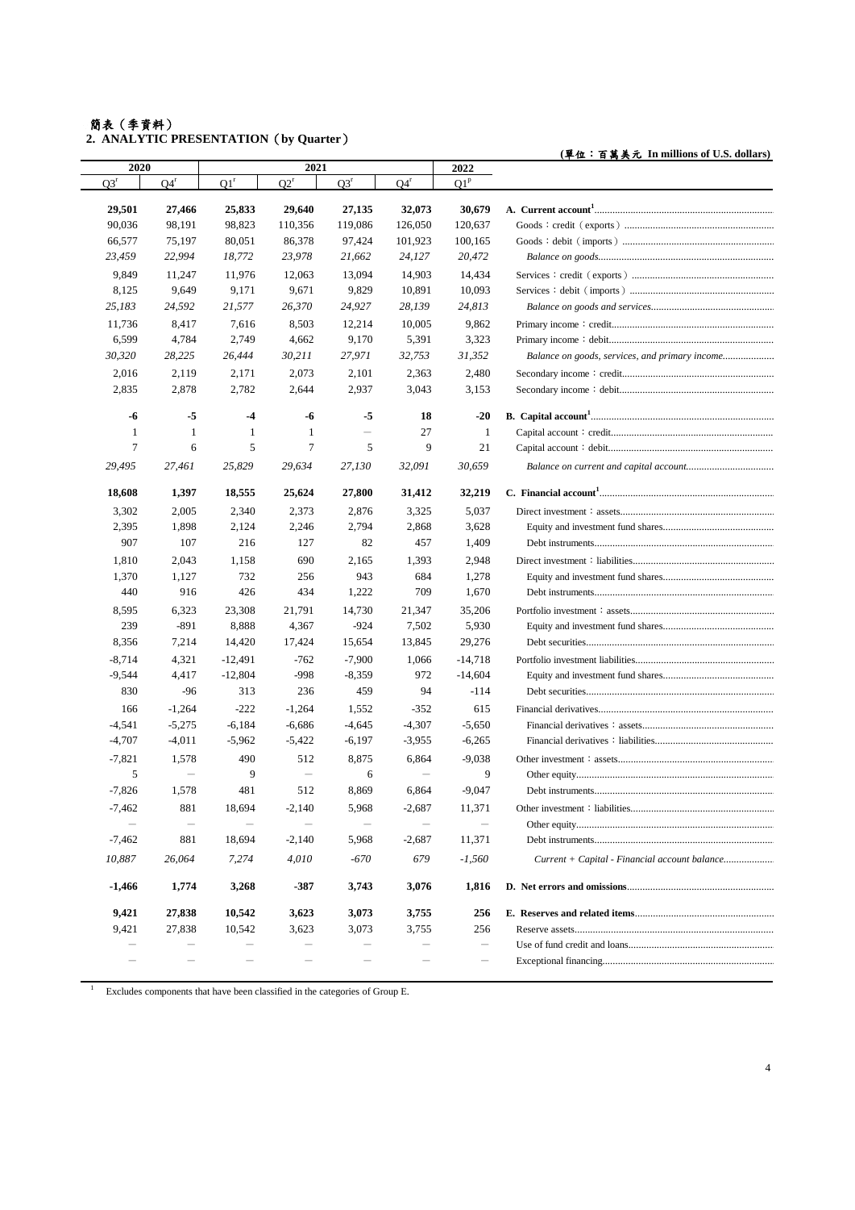# 簡表（季資料）
## 2. ANALYTIC PRESENTATION（by Quarter）

（單位：百萬美元 In millions of U.S. dollars)

| 2020 | | 2021 | | | | 2022 | |
|---|---|---|---|---|---|---|---|
| Q3[r] | Q4[r] | Q1[r] | Q2[r] | Q3[r] | Q4[r] | Q1[p] | |
| **29,501** | **27,466** | **25,833** | **29,640** | **27,135** | **32,073** | **30,679** | **A. Current account[1]** |
| 90,036 | 98,191 | 98,823 | 110,356 | 119,086 | 126,050 | 120,637 | Goods：credit（exports） |
| 66,577 | 75,197 | 80,051 | 86,378 | 97,424 | 101,923 | 100,165 | Goods：debit（imports） |
| *23,459* | *22,994* | *18,772* | *23,978* | *21,662* | *24,127* | *20,472* | *Balance on goods* |
| 9,849 | 11,247 | 11,976 | 12,063 | 13,094 | 14,903 | 14,434 | Services：credit（exports） |
| 8,125 | 9,649 | 9,171 | 9,671 | 9,829 | 10,891 | 10,093 | Services：debit（imports） |
| *25,183* | *24,592* | *21,577* | *26,370* | *24,927* | *28,139* | *24,813* | *Balance on goods and services* |
| 11,736 | 8,417 | 7,616 | 8,503 | 12,214 | 10,005 | 9,862 | Primary income：credit |
| 6,599 | 4,784 | 2,749 | 4,662 | 9,170 | 5,391 | 3,323 | Primary income：debit |
| *30,320* | *28,225* | *26,444* | *30,211* | *27,971* | *32,753* | *31,352* | *Balance on goods, services, and primary income* |
| 2,016 | 2,119 | 2,171 | 2,073 | 2,101 | 2,363 | 2,480 | Secondary income：credit |
| 2,835 | 2,878 | 2,782 | 2,644 | 2,937 | 3,043 | 3,153 | Secondary income：debit |
| **-6** | **-5** | **-4** | **-6** | **-5** | **18** | **-20** | **B. Capital account[1]** |
| 1 | 1 | 1 | 1 | — | 27 | 1 | Capital account：credit |
| 7 | 6 | 5 | 7 | 5 | 9 | 21 | Capital account：debit |
| *29,495* | *27,461* | *25,829* | *29,634* | *27,130* | *32,091* | *30,659* | *Balance on current and capital account* |
| **18,608** | **1,397** | **18,555** | **25,624** | **27,800** | **31,412** | **32,219** | **C. Financial account[1]** |
| 3,302 | 2,005 | 2,340 | 2,373 | 2,876 | 3,325 | 5,037 | Direct investment：assets |
| 2,395 | 1,898 | 2,124 | 2,246 | 2,794 | 2,868 | 3,628 | Equity and investment fund shares |
| 907 | 107 | 216 | 127 | 82 | 457 | 1,409 | Debt instruments |
| 1,810 | 2,043 | 1,158 | 690 | 2,165 | 1,393 | 2,948 | Direct investment：liabilities |
| 1,370 | 1,127 | 732 | 256 | 943 | 684 | 1,278 | Equity and investment fund shares |
| 440 | 916 | 426 | 434 | 1,222 | 709 | 1,670 | Debt instruments |
| 8,595 | 6,323 | 23,308 | 21,791 | 14,730 | 21,347 | 35,206 | Portfolio investment：assets |
| 239 | -891 | 8,888 | 4,367 | -924 | 7,502 | 5,930 | Equity and investment fund shares |
| 8,356 | 7,214 | 14,420 | 17,424 | 15,654 | 13,845 | 29,276 | Debt securities |
| -8,714 | 4,321 | -12,491 | -762 | -7,900 | 1,066 | -14,718 | Portfolio investment liabilities |
| -9,544 | 4,417 | -12,804 | -998 | -8,359 | 972 | -14,604 | Equity and investment fund shares |
| 830 | -96 | 313 | 236 | 459 | 94 | -114 | Debt securities |
| 166 | -1,264 | -222 | -1,264 | 1,552 | -352 | 615 | Financial derivatives |
| -4,541 | -5,275 | -6,184 | -6,686 | -4,645 | -4,307 | -5,650 | Financial derivatives：assets |
| -4,707 | -4,011 | -5,962 | -5,422 | -6,197 | -3,955 | -6,265 | Financial derivatives：liabilities |
| -7,821 | 1,578 | 490 | 512 | 8,875 | 6,864 | -9,038 | Other investment：assets |
| 5 | — | 9 | — | 6 | — | 9 | Other equity |
| -7,826 | 1,578 | 481 | 512 | 8,869 | 6,864 | -9,047 | Debt instruments |
| -7,462 | 881 | 18,694 | -2,140 | 5,968 | -2,687 | 11,371 | Other investment：liabilities |
| — | — | — | — | — | — | — | Other equity |
| -7,462 | 881 | 18,694 | -2,140 | 5,968 | -2,687 | 11,371 | Debt instruments |
| *10,887* | *26,064* | *7,274* | *4,010* | *-670* | *679* | *-1,560* | *Current + Capital - Financial account balance* |
| **-1,466** | **1,774** | **3,268** | **-387** | **3,743** | **3,076** | **1,816** | **D. Net errors and omissions** |
| **9,421** | **27,838** | **10,542** | **3,623** | **3,073** | **3,755** | **256** | **E. Reserves and related items** |
| 9,421 | 27,838 | 10,542 | 3,623 | 3,073 | 3,755 | 256 | Reserve assets |
| — | — | — | — | — | — | — | Use of fund credit and loans |
| — | — | — | — | — | — | — | Exceptional financing |

[1] Excludes components that have been classified in the categories of Group E.